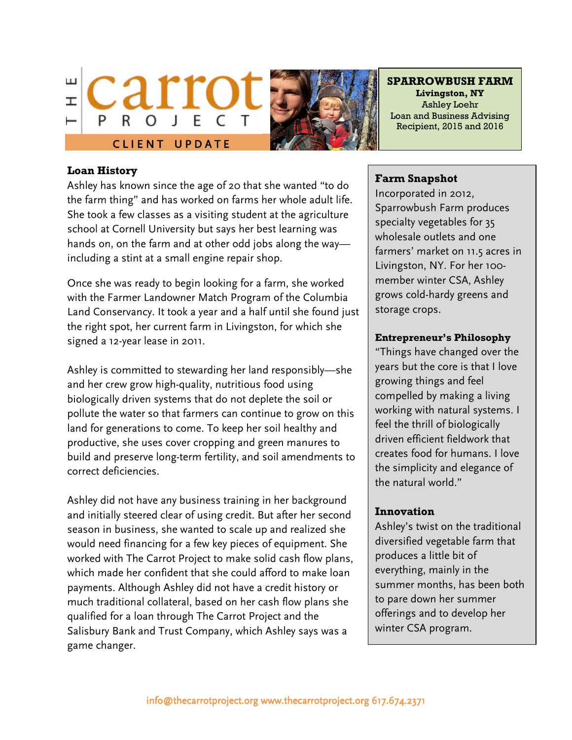# THE carrot PROJECT

CLIENT UPDATE

**SPARROWBUSH FARM**
**Livingston, NY**
Ashley Loehr
Loan and Business Advising Recipient, 2015 and 2016

## Loan History

Ashley has known since the age of 20 that she wanted "to do the farm thing" and has worked on farms her whole adult life. She took a few classes as a visiting student at the agriculture school at Cornell University but says her best learning was hands on, on the farm and at other odd jobs along the way—including a stint at a small engine repair shop.

Once she was ready to begin looking for a farm, she worked with the Farmer Landowner Match Program of the Columbia Land Conservancy. It took a year and a half until she found just the right spot, her current farm in Livingston, for which she signed a 12-year lease in 2011.

Ashley is committed to stewarding her land responsibly—she and her crew grow high-quality, nutritious food using biologically driven systems that do not deplete the soil or pollute the water so that farmers can continue to grow on this land for generations to come. To keep her soil healthy and productive, she uses cover cropping and green manures to build and preserve long-term fertility, and soil amendments to correct deficiencies.

Ashley did not have any business training in her background and initially steered clear of using credit. But after her second season in business, she wanted to scale up and realized she would need financing for a few key pieces of equipment. She worked with The Carrot Project to make solid cash flow plans, which made her confident that she could afford to make loan payments. Although Ashley did not have a credit history or much traditional collateral, based on her cash flow plans she qualified for a loan through The Carrot Project and the Salisbury Bank and Trust Company, which Ashley says was a game changer.

## Farm Snapshot

Incorporated in 2012, Sparrowbush Farm produces specialty vegetables for 35 wholesale outlets and one farmers' market on 11.5 acres in Livingston, NY. For her 100-member winter CSA, Ashley grows cold-hardy greens and storage crops.

## Entrepreneur's Philosophy

"Things have changed over the years but the core is that I love growing things and feel compelled by making a living working with natural systems. I feel the thrill of biologically driven efficient fieldwork that creates food for humans. I love the simplicity and elegance of the natural world."

## Innovation

Ashley's twist on the traditional diversified vegetable farm that produces a little bit of everything, mainly in the summer months, has been both to pare down her summer offerings and to develop her winter CSA program.

info@thecarrotproject.org www.thecarrotproject.org 617.674.2371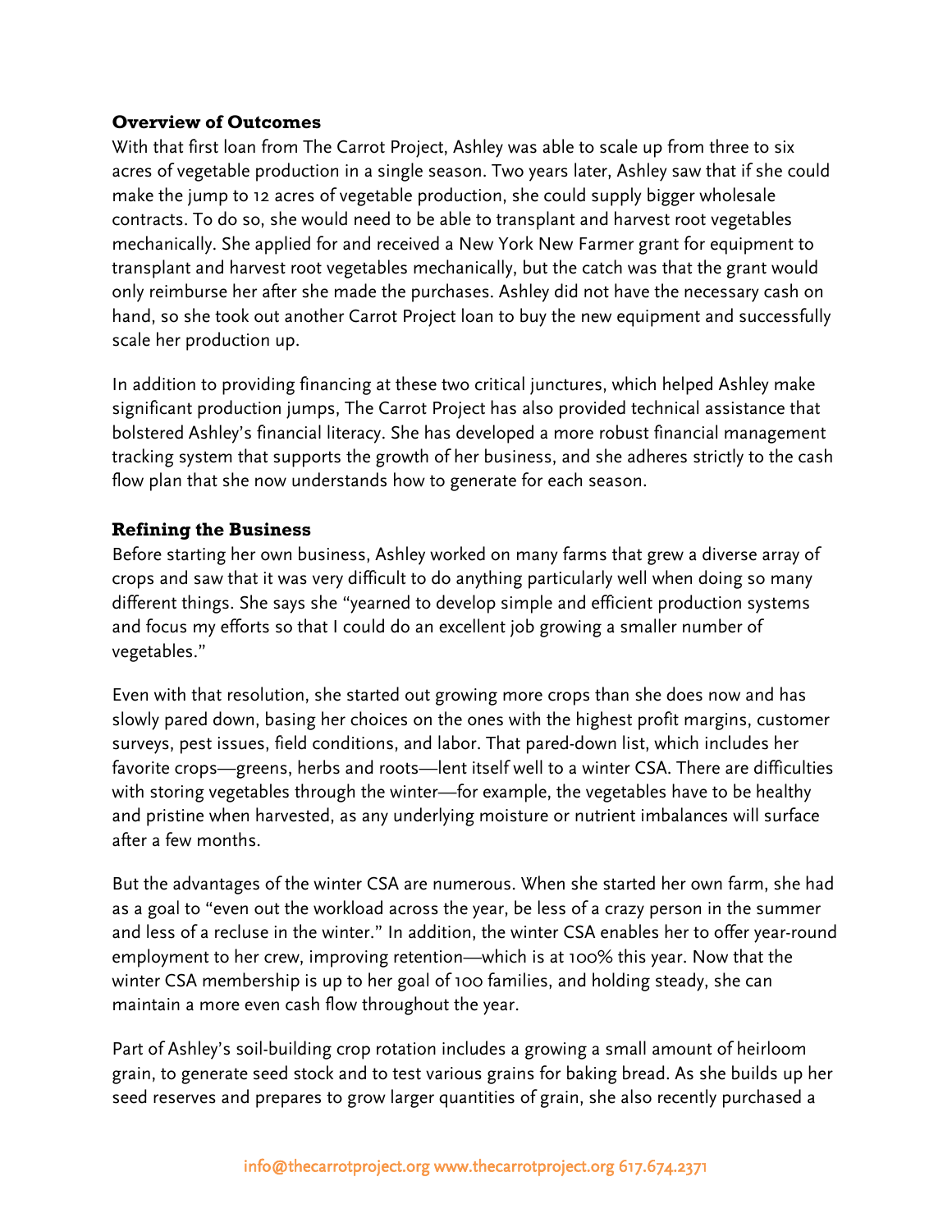### Overview of Outcomes

With that first loan from The Carrot Project, Ashley was able to scale up from three to six acres of vegetable production in a single season. Two years later, Ashley saw that if she could make the jump to 12 acres of vegetable production, she could supply bigger wholesale contracts. To do so, she would need to be able to transplant and harvest root vegetables mechanically. She applied for and received a New York New Farmer grant for equipment to transplant and harvest root vegetables mechanically, but the catch was that the grant would only reimburse her after she made the purchases. Ashley did not have the necessary cash on hand, so she took out another Carrot Project loan to buy the new equipment and successfully scale her production up.

In addition to providing financing at these two critical junctures, which helped Ashley make significant production jumps, The Carrot Project has also provided technical assistance that bolstered Ashley's financial literacy. She has developed a more robust financial management tracking system that supports the growth of her business, and she adheres strictly to the cash flow plan that she now understands how to generate for each season.

### Refining the Business

Before starting her own business, Ashley worked on many farms that grew a diverse array of crops and saw that it was very difficult to do anything particularly well when doing so many different things. She says she "yearned to develop simple and efficient production systems and focus my efforts so that I could do an excellent job growing a smaller number of vegetables."

Even with that resolution, she started out growing more crops than she does now and has slowly pared down, basing her choices on the ones with the highest profit margins, customer surveys, pest issues, field conditions, and labor. That pared-down list, which includes her favorite crops—greens, herbs and roots—lent itself well to a winter CSA. There are difficulties with storing vegetables through the winter—for example, the vegetables have to be healthy and pristine when harvested, as any underlying moisture or nutrient imbalances will surface after a few months.

But the advantages of the winter CSA are numerous. When she started her own farm, she had as a goal to "even out the workload across the year, be less of a crazy person in the summer and less of a recluse in the winter." In addition, the winter CSA enables her to offer year-round employment to her crew, improving retention—which is at 100% this year. Now that the winter CSA membership is up to her goal of 100 families, and holding steady, she can maintain a more even cash flow throughout the year.

Part of Ashley's soil-building crop rotation includes a growing a small amount of heirloom grain, to generate seed stock and to test various grains for baking bread. As she builds up her seed reserves and prepares to grow larger quantities of grain, she also recently purchased a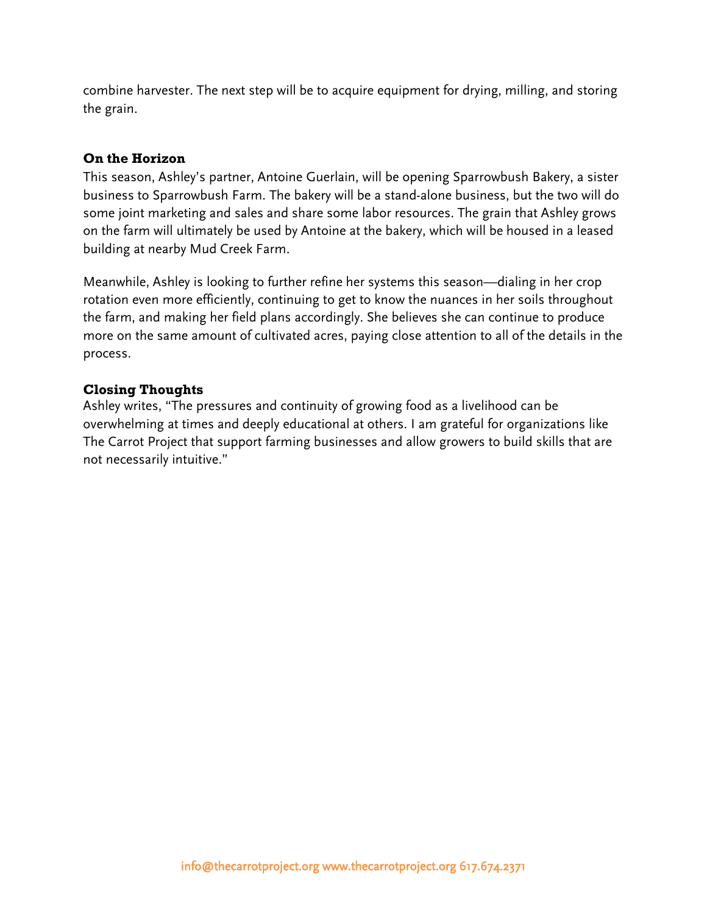combine harvester. The next step will be to acquire equipment for drying, milling, and storing the grain.

### On the Horizon

This season, Ashley's partner, Antoine Guerlain, will be opening Sparrowbush Bakery, a sister business to Sparrowbush Farm. The bakery will be a stand-alone business, but the two will do some joint marketing and sales and share some labor resources. The grain that Ashley grows on the farm will ultimately be used by Antoine at the bakery, which will be housed in a leased building at nearby Mud Creek Farm.

Meanwhile, Ashley is looking to further refine her systems this season—dialing in her crop rotation even more efficiently, continuing to get to know the nuances in her soils throughout the farm, and making her field plans accordingly. She believes she can continue to produce more on the same amount of cultivated acres, paying close attention to all of the details in the process.

### Closing Thoughts

Ashley writes, "The pressures and continuity of growing food as a livelihood can be overwhelming at times and deeply educational at others. I am grateful for organizations like The Carrot Project that support farming businesses and allow growers to build skills that are not necessarily intuitive."